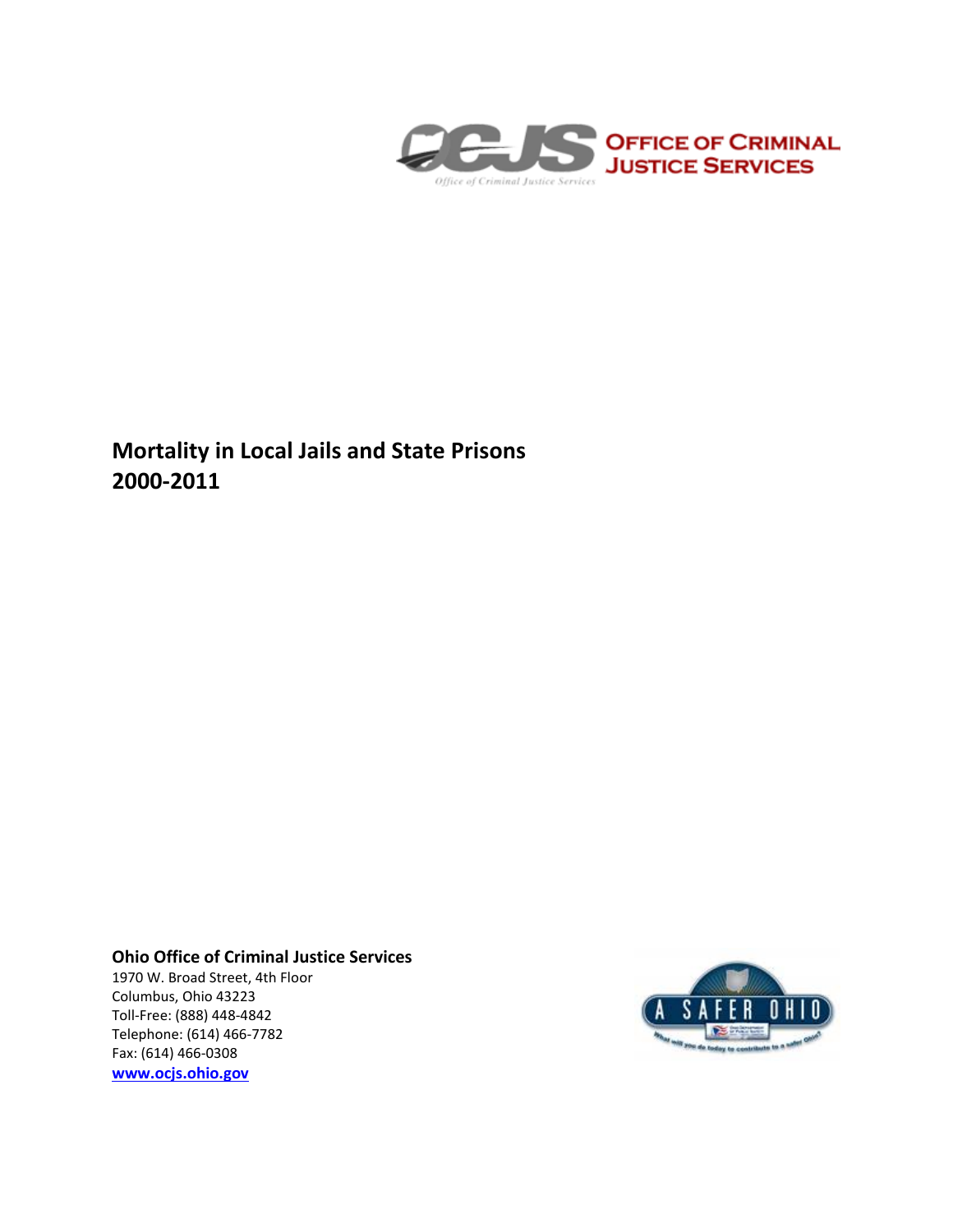# Mortality in Local Jails and State Prisons 2000-2011

**Ohio Office of Criminal Justice Services**
1970 W. Broad Street, 4th Floor
Columbus, Ohio 43223
Toll-Free: (888) 448-4842
Telephone: (614) 466-7782
Fax: (614) 466-0308
[www.ocjs.ohio.gov](http://www.ocjs.ohio.gov)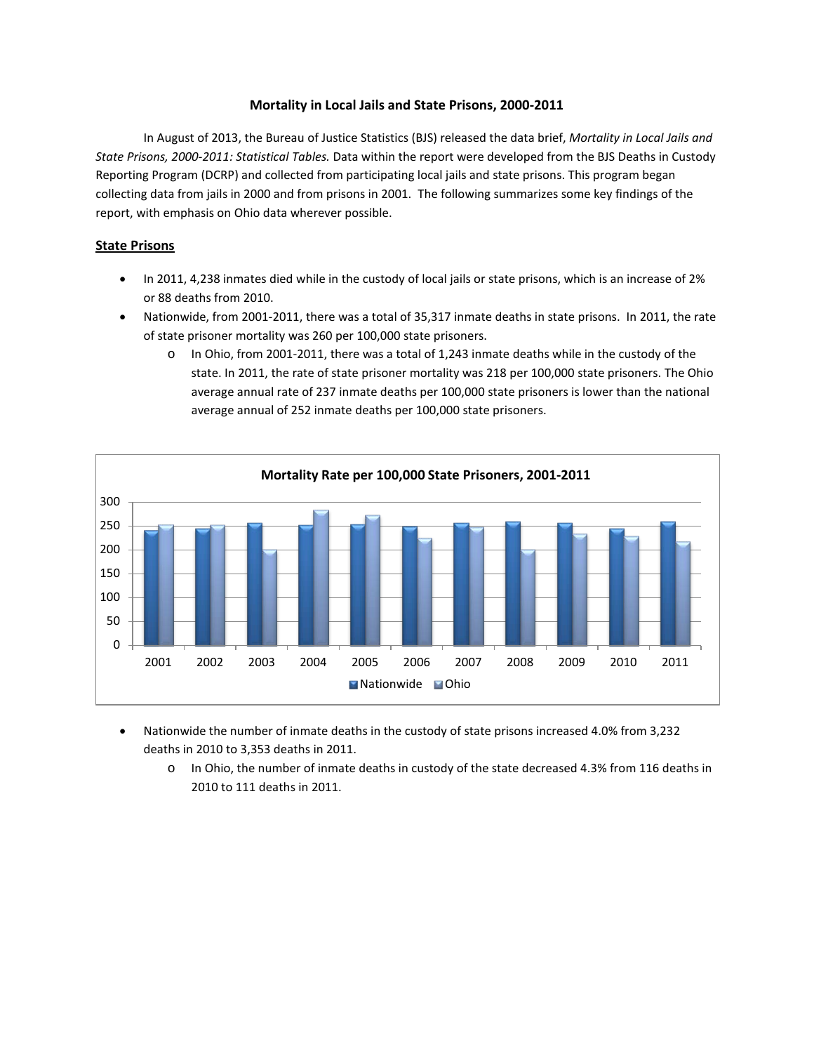### Mortality in Local Jails and State Prisons, 2000-2011

In August of 2013, the Bureau of Justice Statistics (BJS) released the data brief, *Mortality in Local Jails and State Prisons, 2000-2011: Statistical Tables.* Data within the report were developed from the BJS Deaths in Custody Reporting Program (DCRP) and collected from participating local jails and state prisons. This program began collecting data from jails in 2000 and from prisons in 2001. The following summarizes some key findings of the report, with emphasis on Ohio data wherever possible.

**State Prisons**

- In 2011, 4,238 inmates died while in the custody of local jails or state prisons, which is an increase of 2% or 88 deaths from 2010.
- Nationwide, from 2001-2011, there was a total of 35,317 inmate deaths in state prisons. In 2011, the rate of state prisoner mortality was 260 per 100,000 state prisoners.
  - In Ohio, from 2001-2011, there was a total of 1,243 inmate deaths while in the custody of the state. In 2011, the rate of state prisoner mortality was 218 per 100,000 state prisoners. The Ohio average annual rate of 237 inmate deaths per 100,000 state prisoners is lower than the national average annual of 252 inmate deaths per 100,000 state prisoners.

**Mortality Rate per 100,000 State Prisoners, 2001-2011**

(Chart: Nationwide and Ohio, 2001–2011; y-axis 0–300)

- Nationwide the number of inmate deaths in the custody of state prisons increased 4.0% from 3,232 deaths in 2010 to 3,353 deaths in 2011.
  - In Ohio, the number of inmate deaths in custody of the state decreased 4.3% from 116 deaths in 2010 to 111 deaths in 2011.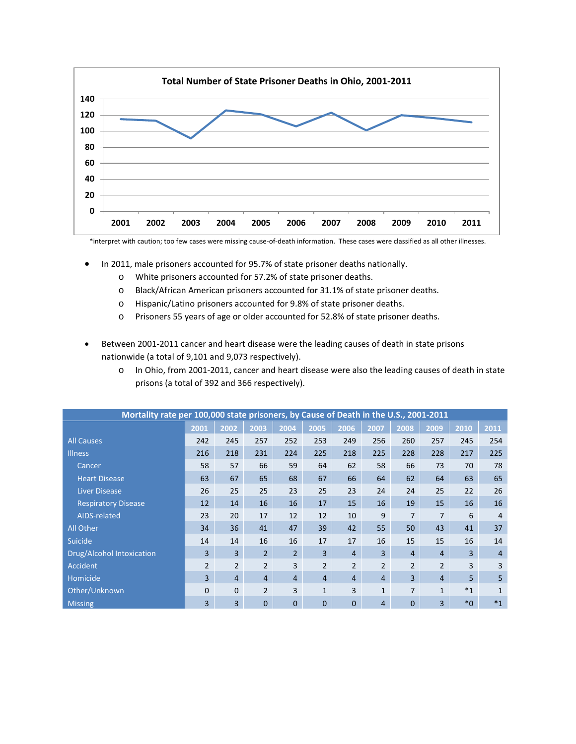**Total Number of State Prisoner Deaths in Ohio, 2001-2011**

*interpret with caution; too few cases were missing cause-of-death information. These cases were classified as all other illnesses.

- In 2011, male prisoners accounted for 95.7% of state prisoner deaths nationally.
  - White prisoners accounted for 57.2% of state prisoner deaths.
  - Black/African American prisoners accounted for 31.1% of state prisoner deaths.
  - Hispanic/Latino prisoners accounted for 9.8% of state prisoner deaths.
  - Prisoners 55 years of age or older accounted for 52.8% of state prisoner deaths.

- Between 2001-2011 cancer and heart disease were the leading causes of death in state prisons nationwide (a total of 9,101 and 9,073 respectively).
  - In Ohio, from 2001-2011, cancer and heart disease were also the leading causes of death in state prisons (a total of 392 and 366 respectively).

| Mortality rate per 100,000 state prisoners, by Cause of Death in the U.S., 2001-2011 | | | | | | | | | | | |
|---|---|---|---|---|---|---|---|---|---|---|---|
| | 2001 | 2002 | 2003 | 2004 | 2005 | 2006 | 2007 | 2008 | 2009 | 2010 | 2011 |
| All Causes | 242 | 245 | 257 | 252 | 253 | 249 | 256 | 260 | 257 | 245 | 254 |
| Illness | 216 | 218 | 231 | 224 | 225 | 218 | 225 | 228 | 228 | 217 | 225 |
| Cancer | 58 | 57 | 66 | 59 | 64 | 62 | 58 | 66 | 73 | 70 | 78 |
| Heart Disease | 63 | 67 | 65 | 68 | 67 | 66 | 64 | 62 | 64 | 63 | 65 |
| Liver Disease | 26 | 25 | 25 | 23 | 25 | 23 | 24 | 24 | 25 | 22 | 26 |
| Respiratory Disease | 12 | 14 | 16 | 16 | 17 | 15 | 16 | 19 | 15 | 16 | 16 |
| AIDS-related | 23 | 20 | 17 | 12 | 12 | 10 | 9 | 7 | 7 | 6 | 4 |
| All Other | 34 | 36 | 41 | 47 | 39 | 42 | 55 | 50 | 43 | 41 | 37 |
| Suicide | 14 | 14 | 16 | 16 | 17 | 17 | 16 | 15 | 15 | 16 | 14 |
| Drug/Alcohol Intoxication | 3 | 3 | 2 | 2 | 3 | 4 | 3 | 4 | 4 | 3 | 4 |
| Accident | 2 | 2 | 2 | 3 | 2 | 2 | 2 | 2 | 2 | 3 | 3 |
| Homicide | 3 | 4 | 4 | 4 | 4 | 4 | 4 | 3 | 4 | 5 | 5 |
| Other/Unknown | 0 | 0 | 2 | 3 | 1 | 3 | 1 | 7 | 1 | *1 | 1 |
| Missing | 3 | 3 | 0 | 0 | 0 | 0 | 4 | 0 | 3 | *0 | *1 |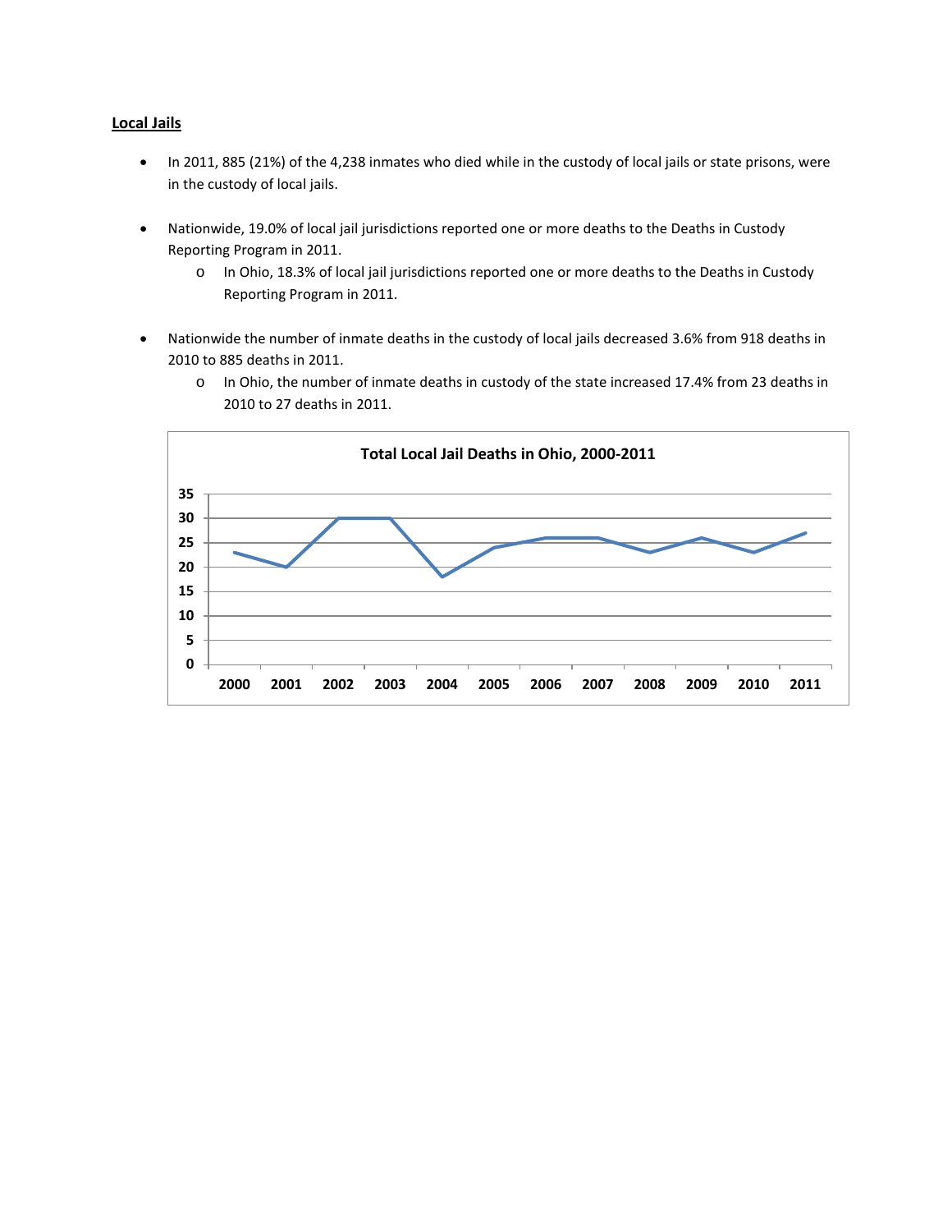**Local Jails**

- In 2011, 885 (21%) of the 4,238 inmates who died while in the custody of local jails or state prisons, were in the custody of local jails.

- Nationwide, 19.0% of local jail jurisdictions reported one or more deaths to the Deaths in Custody Reporting Program in 2011.
  - In Ohio, 18.3% of local jail jurisdictions reported one or more deaths to the Deaths in Custody Reporting Program in 2011.

- Nationwide the number of inmate deaths in the custody of local jails decreased 3.6% from 918 deaths in 2010 to 885 deaths in 2011.
  - In Ohio, the number of inmate deaths in custody of the state increased 17.4% from 23 deaths in 2010 to 27 deaths in 2011.

**Total Local Jail Deaths in Ohio, 2000-2011**

| Year | Deaths |
|---|---|
| 2000 | 23 |
| 2001 | 20 |
| 2002 | 30 |
| 2003 | 30 |
| 2004 | 18 |
| 2005 | 24 |
| 2006 | 26 |
| 2007 | 26 |
| 2008 | 23 |
| 2009 | 26 |
| 2010 | 23 |
| 2011 | 27 |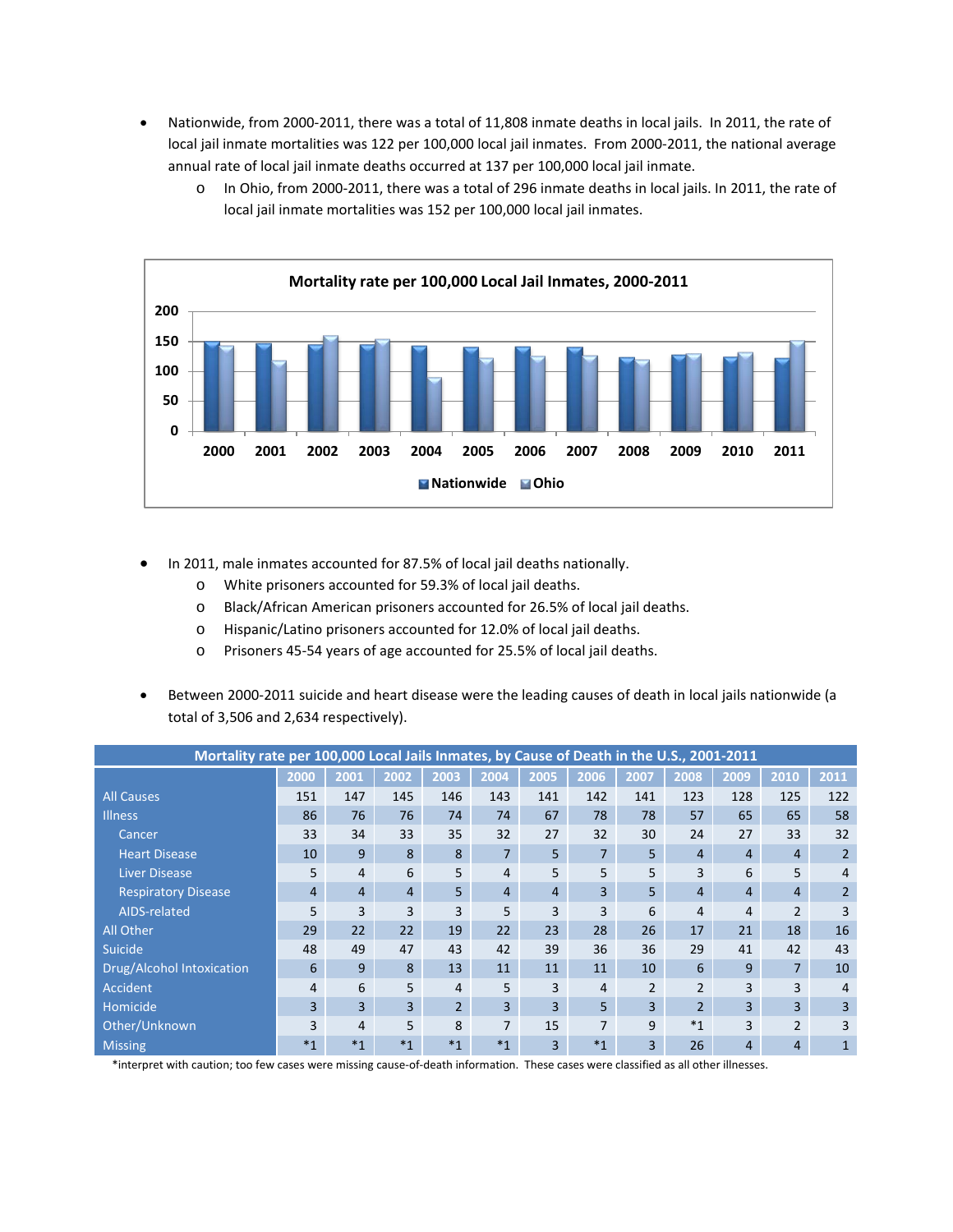- Nationwide, from 2000-2011, there was a total of 11,808 inmate deaths in local jails. In 2011, the rate of local jail inmate mortalities was 122 per 100,000 local jail inmates. From 2000-2011, the national average annual rate of local jail inmate deaths occurred at 137 per 100,000 local jail inmate.
  - In Ohio, from 2000-2011, there was a total of 296 inmate deaths in local jails. In 2011, the rate of local jail inmate mortalities was 152 per 100,000 local jail inmates.

**Mortality rate per 100,000 Local Jail Inmates, 2000-2011**

- In 2011, male inmates accounted for 87.5% of local jail deaths nationally.
  - White prisoners accounted for 59.3% of local jail deaths.
  - Black/African American prisoners accounted for 26.5% of local jail deaths.
  - Hispanic/Latino prisoners accounted for 12.0% of local jail deaths.
  - Prisoners 45-54 years of age accounted for 25.5% of local jail deaths.

- Between 2000-2011 suicide and heart disease were the leading causes of death in local jails nationwide (a total of 3,506 and 2,634 respectively).

**Mortality rate per 100,000 Local Jails Inmates, by Cause of Death in the U.S., 2001-2011**

| | 2000 | 2001 | 2002 | 2003 | 2004 | 2005 | 2006 | 2007 | 2008 | 2009 | 2010 | 2011 |
|---|---|---|---|---|---|---|---|---|---|---|---|---|
| All Causes | 151 | 147 | 145 | 146 | 143 | 141 | 142 | 141 | 123 | 128 | 125 | 122 |
| Illness | 86 | 76 | 76 | 74 | 74 | 67 | 78 | 78 | 57 | 65 | 65 | 58 |
| Cancer | 33 | 34 | 33 | 35 | 32 | 27 | 32 | 30 | 24 | 27 | 33 | 32 |
| Heart Disease | 10 | 9 | 8 | 8 | 7 | 5 | 7 | 5 | 4 | 4 | 4 | 2 |
| Liver Disease | 5 | 4 | 6 | 5 | 4 | 5 | 5 | 5 | 3 | 6 | 5 | 4 |
| Respiratory Disease | 4 | 4 | 4 | 5 | 4 | 4 | 3 | 5 | 4 | 4 | 4 | 2 |
| AIDS-related | 5 | 3 | 3 | 3 | 5 | 3 | 3 | 6 | 4 | 4 | 2 | 3 |
| All Other | 29 | 22 | 22 | 19 | 22 | 23 | 28 | 26 | 17 | 21 | 18 | 16 |
| Suicide | 48 | 49 | 47 | 43 | 42 | 39 | 36 | 36 | 29 | 41 | 42 | 43 |
| Drug/Alcohol Intoxication | 6 | 9 | 8 | 13 | 11 | 11 | 11 | 10 | 6 | 9 | 7 | 10 |
| Accident | 4 | 6 | 5 | 4 | 5 | 3 | 4 | 2 | 2 | 3 | 3 | 4 |
| Homicide | 3 | 3 | 3 | 2 | 3 | 3 | 5 | 3 | 2 | 3 | 3 | 3 |
| Other/Unknown | 3 | 4 | 5 | 8 | 7 | 15 | 7 | 9 | *1 | 3 | 2 | 3 |
| Missing | *1 | *1 | *1 | *1 | *1 | 3 | *1 | 3 | 26 | 4 | 4 | 1 |

*interpret with caution; too few cases were missing cause-of-death information. These cases were classified as all other illnesses.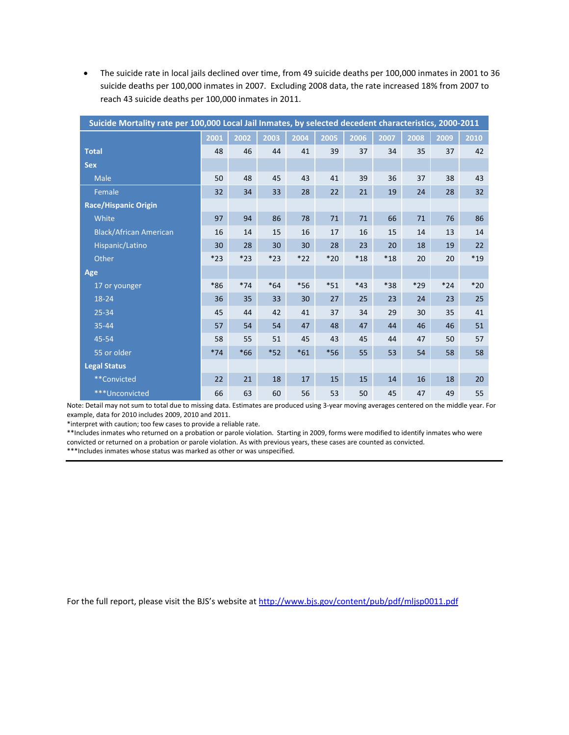- The suicide rate in local jails declined over time, from 49 suicide deaths per 100,000 inmates in 2001 to 36 suicide deaths per 100,000 inmates in 2007. Excluding 2008 data, the rate increased 18% from 2007 to reach 43 suicide deaths per 100,000 inmates in 2011.

| Suicide Mortality rate per 100,000 Local Jail Inmates, by selected decedent characteristics, 2000-2011 | 2001 | 2002 | 2003 | 2004 | 2005 | 2006 | 2007 | 2008 | 2009 | 2010 |
|---|---|---|---|---|---|---|---|---|---|---|
| **Total** | 48 | 46 | 44 | 41 | 39 | 37 | 34 | 35 | 37 | 42 |
| **Sex** | | | | | | | | | | |
| Male | 50 | 48 | 45 | 43 | 41 | 39 | 36 | 37 | 38 | 43 |
| Female | 32 | 34 | 33 | 28 | 22 | 21 | 19 | 24 | 28 | 32 |
| **Race/Hispanic Origin** | | | | | | | | | | |
| White | 97 | 94 | 86 | 78 | 71 | 71 | 66 | 71 | 76 | 86 |
| Black/African American | 16 | 14 | 15 | 16 | 17 | 16 | 15 | 14 | 13 | 14 |
| Hispanic/Latino | 30 | 28 | 30 | 30 | 28 | 23 | 20 | 18 | 19 | 22 |
| Other | *23 | *23 | *23 | *22 | *20 | *18 | *18 | 20 | 20 | *19 |
| **Age** | | | | | | | | | | |
| 17 or younger | *86 | *74 | *64 | *56 | *51 | *43 | *38 | *29 | *24 | *20 |
| 18-24 | 36 | 35 | 33 | 30 | 27 | 25 | 23 | 24 | 23 | 25 |
| 25-34 | 45 | 44 | 42 | 41 | 37 | 34 | 29 | 30 | 35 | 41 |
| 35-44 | 57 | 54 | 54 | 47 | 48 | 47 | 44 | 46 | 46 | 51 |
| 45-54 | 58 | 55 | 51 | 45 | 43 | 45 | 44 | 47 | 50 | 57 |
| 55 or older | *74 | *66 | *52 | *61 | *56 | 55 | 53 | 54 | 58 | 58 |
| **Legal Status** | | | | | | | | | | |
| **Convicted | 22 | 21 | 18 | 17 | 15 | 15 | 14 | 16 | 18 | 20 |
| ***Unconvicted | 66 | 63 | 60 | 56 | 53 | 50 | 45 | 47 | 49 | 55 |

Note: Detail may not sum to total due to missing data. Estimates are produced using 3-year moving averages centered on the middle year. For example, data for 2010 includes 2009, 2010 and 2011.
*interpret with caution; too few cases to provide a reliable rate.
**Includes inmates who returned on a probation or parole violation. Starting in 2009, forms were modified to identify inmates who were convicted or returned on a probation or parole violation. As with previous years, these cases are counted as convicted.
***Includes inmates whose status was marked as other or was unspecified.

For the full report, please visit the BJS's website at [http://www.bjs.gov/content/pub/pdf/mljsp0011.pdf](http://www.bjs.gov/content/pub/pdf/mljsp0011.pdf)